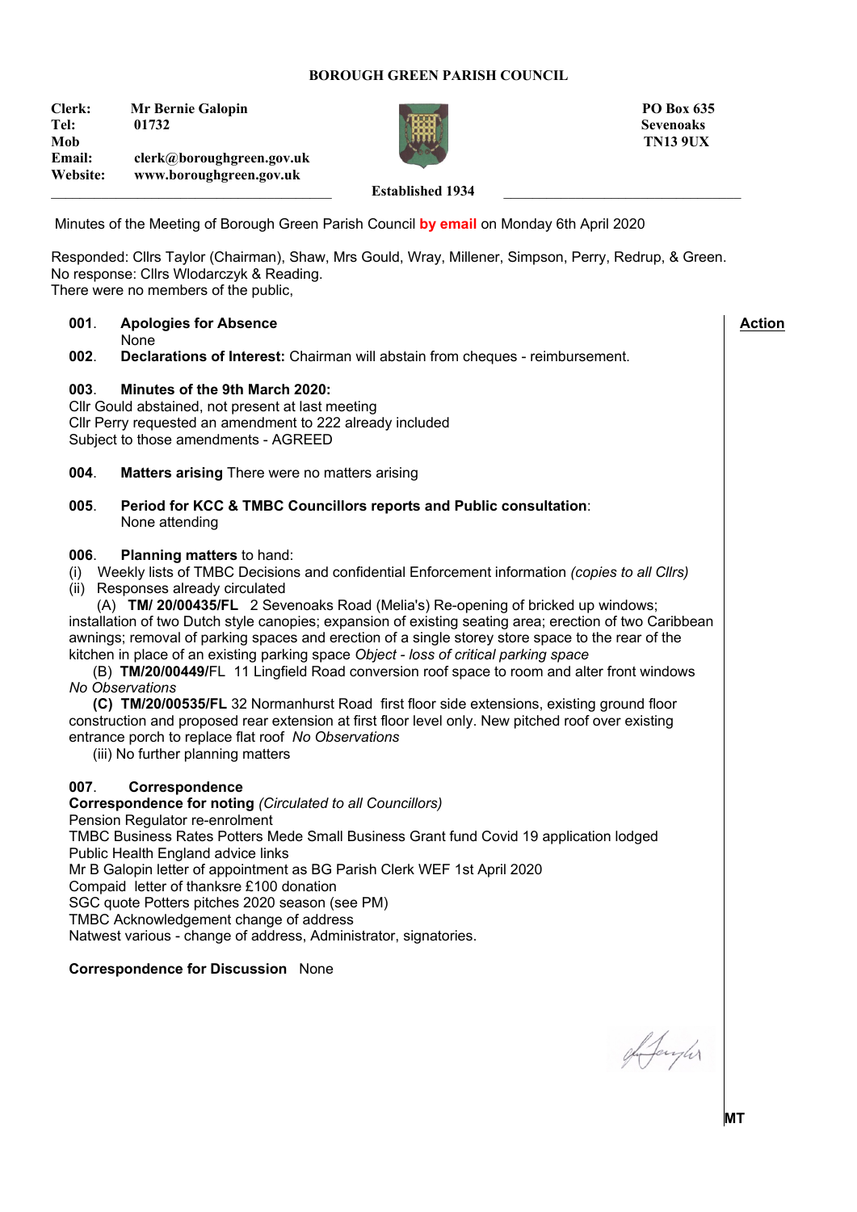**BOROUGH GREEN PARISH COUNCIL**

**Clerk:** Mr Bernie Galopin
**Tel:** 01732
**Mob**
**Email:** clerk@boroughgreen.gov.uk
**Website:** www.boroughgreen.gov.uk

**PO Box 635**
**Sevenoaks**
**TN13 9UX**

**Established 1934**

Minutes of the Meeting of Borough Green Parish Council **by email** on Monday 6th April 2020

Responded: Cllrs Taylor (Chairman), Shaw, Mrs Gould, Wray, Millener, Simpson, Perry, Redrup, & Green.
No response: Cllrs Wlodarczyk & Reading.
There were no members of the public,

**Action**

**001. Apologies for Absence**
None

**002. Declarations of Interest:** Chairman will abstain from cheques - reimbursement.

**003. Minutes of the 9th March 2020:**
Cllr Gould abstained, not present at last meeting
Cllr Perry requested an amendment to 222 already included
Subject to those amendments - AGREED

**004. Matters arising** There were no matters arising

**005. Period for KCC & TMBC Councillors reports and Public consultation**:
None attending

**006. Planning matters** to hand:
(i) Weekly lists of TMBC Decisions and confidential Enforcement information *(copies to all Cllrs)*
(ii) Responses already circulated

(A) **TM/ 20/00435/FL** 2 Sevenoaks Road (Melia's) Re-opening of bricked up windows; installation of two Dutch style canopies; expansion of existing seating area; erection of two Caribbean awnings; removal of parking spaces and erection of a single storey store space to the rear of the kitchen in place of an existing parking space *Object - loss of critical parking space*

(B) **TM/20/00449/**FL 11 Lingfield Road conversion roof space to room and alter front windows *No Observations*

**(C) TM/20/00535/FL** 32 Normanhurst Road first floor side extensions, existing ground floor construction and proposed rear extension at first floor level only. New pitched roof over existing entrance porch to replace flat roof *No Observations*

(iii) No further planning matters

**007. Correspondence**
**Correspondence for noting** *(Circulated to all Councillors)*
Pension Regulator re-enrolment
TMBC Business Rates Potters Mede Small Business Grant fund Covid 19 application lodged
Public Health England advice links
Mr B Galopin letter of appointment as BG Parish Clerk WEF 1st April 2020
Compaid letter of thanksre £100 donation
SGC quote Potters pitches 2020 season (see PM)
TMBC Acknowledgement change of address
Natwest various - change of address, Administrator, signatories.

**Correspondence for Discussion** None

**MT**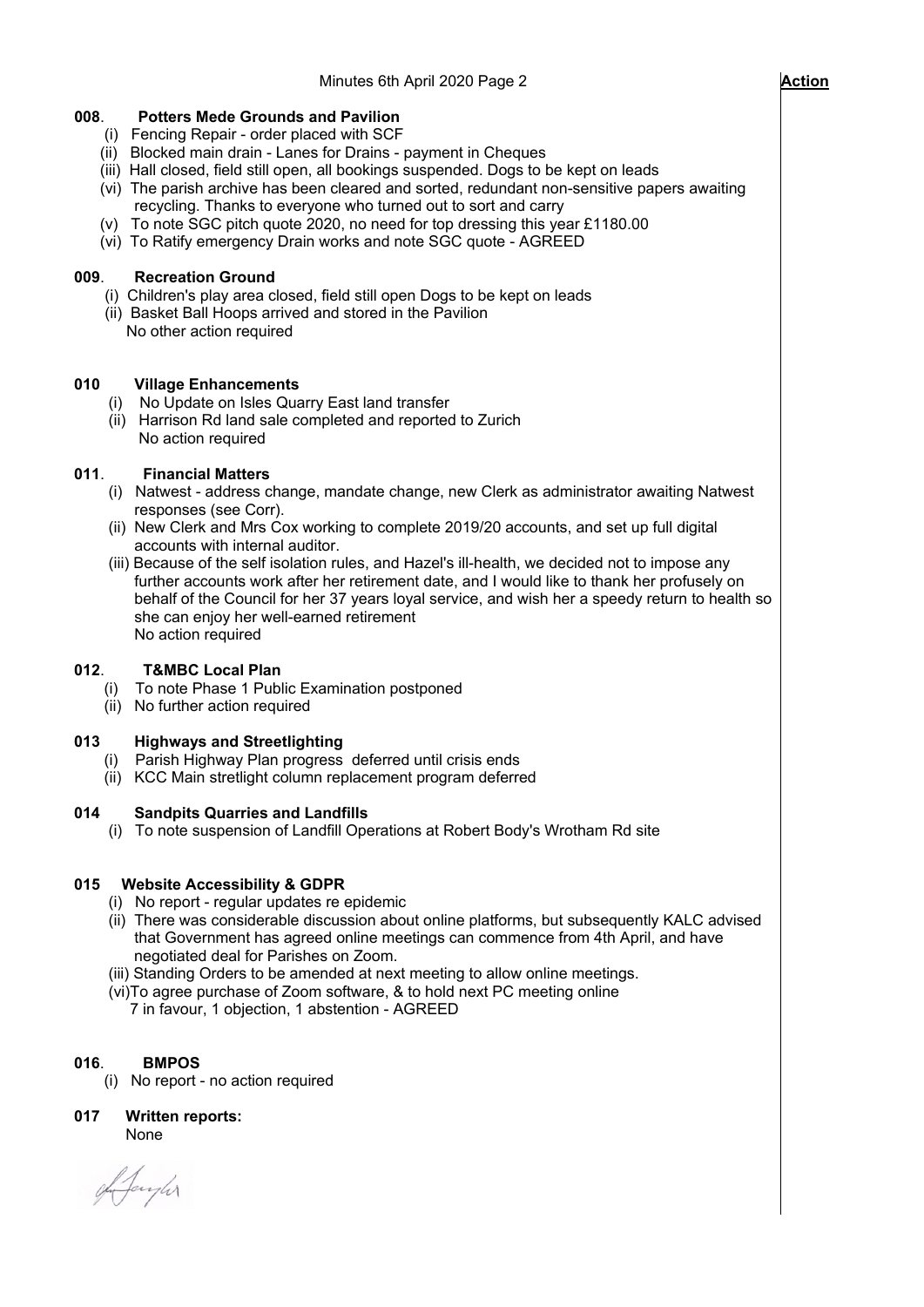**Action**

### 008. Potters Mede Grounds and Pavilion

(i) Fencing Repair - order placed with SCF
(ii) Blocked main drain - Lanes for Drains - payment in Cheques
(iii) Hall closed, field still open, all bookings suspended. Dogs to be kept on leads
(vi) The parish archive has been cleared and sorted, redundant non-sensitive papers awaiting recycling. Thanks to everyone who turned out to sort and carry
(v) To note SGC pitch quote 2020, no need for top dressing this year £1180.00
(vi) To Ratify emergency Drain works and note SGC quote - AGREED

### 009. Recreation Ground

(i) Children's play area closed, field still open Dogs to be kept on leads
(ii) Basket Ball Hoops arrived and stored in the Pavilion
No other action required

### 010 Village Enhancements

(i) No Update on Isles Quarry East land transfer
(ii) Harrison Rd land sale completed and reported to Zurich
No action required

### 011. Financial Matters

(i) Natwest - address change, mandate change, new Clerk as administrator awaiting Natwest responses (see Corr).
(ii) New Clerk and Mrs Cox working to complete 2019/20 accounts, and set up full digital accounts with internal auditor.
(iii) Because of the self isolation rules, and Hazel's ill-health, we decided not to impose any further accounts work after her retirement date, and I would like to thank her profusely on behalf of the Council for her 37 years loyal service, and wish her a speedy return to health so she can enjoy her well-earned retirement
No action required

### 012. T&MBC Local Plan

(i) To note Phase 1 Public Examination postponed
(ii) No further action required

### 013 Highways and Streetlighting

(i) Parish Highway Plan progress deferred until crisis ends
(ii) KCC Main stretlight column replacement program deferred

### 014 Sandpits Quarries and Landfills

(i) To note suspension of Landfill Operations at Robert Body's Wrotham Rd site

### 015 Website Accessibility & GDPR

(i) No report - regular updates re epidemic
(ii) There was considerable discussion about online platforms, but subsequently KALC advised that Government has agreed online meetings can commence from 4th April, and have negotiated deal for Parishes on Zoom.
(iii) Standing Orders to be amended at next meeting to allow online meetings.
(vi)To agree purchase of Zoom software, & to hold next PC meeting online
7 in favour, 1 objection, 1 abstention - AGREED

### 016. BMPOS

(i) No report - no action required

### 017 Written reports:

None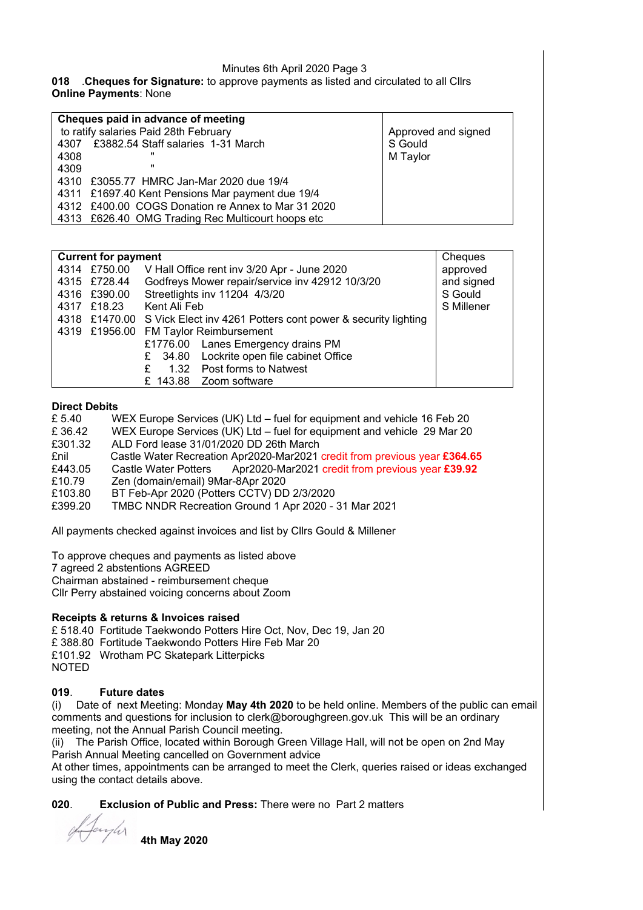**018** .**Cheques for Signature:** to approve payments as listed and circulated to all Cllrs
**Online Payments**: None

| **Cheques paid in advance of meeting** | |
|---|---|
| to ratify salaries Paid 28th February | Approved and signed |
| 4307 £3882.54 Staff salaries 1-31 March | S Gould |
| 4308 " | M Taylor |
| 4309 " | |
| 4310 £3055.77 HMRC Jan-Mar 2020 due 19/4 | |
| 4311 £1697.40 Kent Pensions Mar payment due 19/4 | |
| 4312 £400.00 COGS Donation re Annex to Mar 31 2020 | |
| 4313 £626.40 OMG Trading Rec Multicourt hoops etc | |

| **Current for payment** | | | Cheques approved and signed S Gould S Millener |
|---|---|---|---|
| 4314 | £750.00 | V Hall Office rent inv 3/20 Apr - June 2020 | |
| 4315 | £728.44 | Godfreys Mower repair/service inv 42912 10/3/20 | |
| 4316 | £390.00 | Streetlights inv 11204 4/3/20 | |
| 4317 | £18.23 | Kent Ali Feb | |
| 4318 | £1470.00 | S Vick Elect inv 4261 Potters cont power & security lighting | |
| 4319 | £1956.00 | FM Taylor Reimbursement | |
| | | £1776.00 Lanes Emergency drains PM | |
| | | £ 34.80 Lockrite open file cabinet Office | |
| | | £ 1.32 Post forms to Natwest | |
| | | £ 143.88 Zoom software | |

**Direct Debits**

| | |
|---|---|
| £ 5.40 | WEX Europe Services (UK) Ltd – fuel for equipment and vehicle 16 Feb 20 |
| £ 36.42 | WEX Europe Services (UK) Ltd – fuel for equipment and vehicle 29 Mar 20 |
| £301.32 | ALD Ford lease 31/01/2020 DD 26th March |
| £nil | Castle Water Recreation Apr2020-Mar2021 credit from previous year **£364.65** |
| £443.05 | Castle Water Potters Apr2020-Mar2021 credit from previous year **£39.92** |
| £10.79 | Zen (domain/email) 9Mar-8Apr 2020 |
| £103.80 | BT Feb-Apr 2020 (Potters CCTV) DD 2/3/2020 |
| £399.20 | TMBC NNDR Recreation Ground 1 Apr 2020 - 31 Mar 2021 |

All payments checked against invoices and list by Cllrs Gould & Millener

To approve cheques and payments as listed above
7 agreed 2 abstentions AGREED
Chairman abstained - reimbursement cheque
Cllr Perry abstained voicing concerns about Zoom

**Receipts & returns & Invoices raised**
£ 518.40 Fortitude Taekwondo Potters Hire Oct, Nov, Dec 19, Jan 20
£ 388.80 Fortitude Taekwondo Potters Hire Feb Mar 20
£101.92 Wrotham PC Skatepark Litterpicks
NOTED

**019**. **Future dates**
(i) Date of next Meeting: Monday **May 4th 2020** to be held online. Members of the public can email comments and questions for inclusion to clerk@boroughgreen.gov.uk This will be an ordinary meeting, not the Annual Parish Council meeting.
(ii) The Parish Office, located within Borough Green Village Hall, will not be open on 2nd May
Parish Annual Meeting cancelled on Government advice
At other times, appointments can be arranged to meet the Clerk, queries raised or ideas exchanged using the contact details above.

**020**. **Exclusion of Public and Press:** There were no Part 2 matters

**4th May 2020**